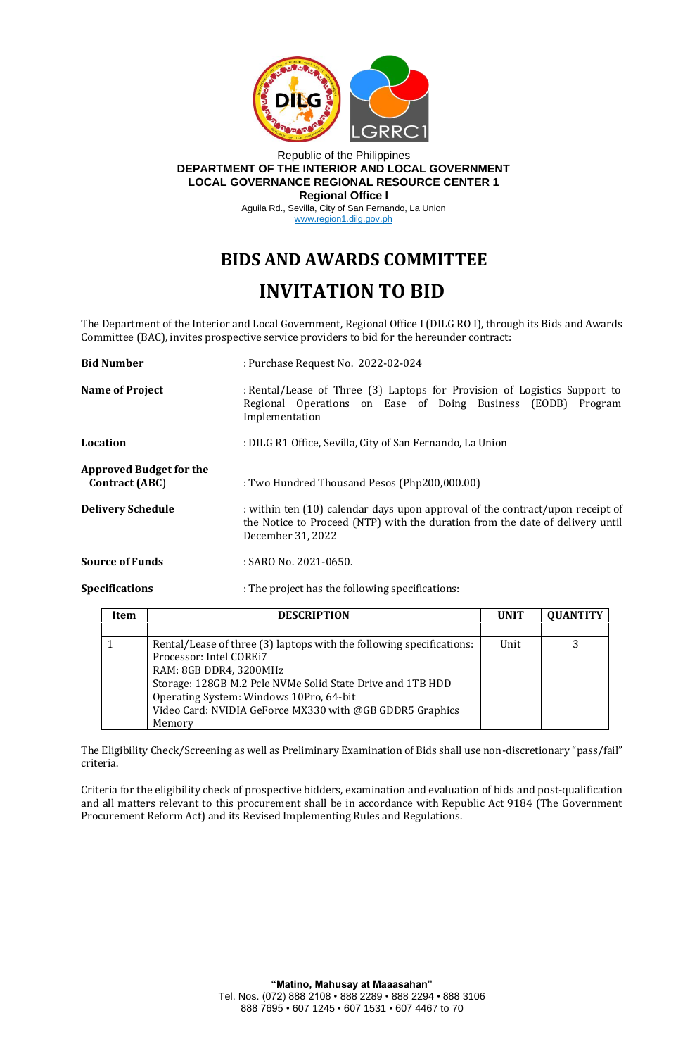Republic of the Philippines
**DEPARTMENT OF THE INTERIOR AND LOCAL GOVERNMENT**
**LOCAL GOVERNANCE REGIONAL RESOURCE CENTER 1**
**Regional Office I**
Aguila Rd., Sevilla, City of San Fernando, La Union
www.region1.dilg.gov.ph

# BIDS AND AWARDS COMMITTEE

# INVITATION TO BID

The Department of the Interior and Local Government, Regional Office I (DILG RO I), through its Bids and Awards Committee (BAC), invites prospective service providers to bid for the hereunder contract:

**Bid Number** : Purchase Request No. 2022-02-024

**Name of Project** : Rental/Lease of Three (3) Laptops for Provision of Logistics Support to Regional Operations on Ease of Doing Business (EODB) Program Implementation

**Location** : DILG R1 Office, Sevilla, City of San Fernando, La Union

**Approved Budget for the Contract (ABC**) : Two Hundred Thousand Pesos (Php200,000.00)

**Delivery Schedule** : within ten (10) calendar days upon approval of the contract/upon receipt of the Notice to Proceed (NTP) with the duration from the date of delivery until December 31, 2022

**Source of Funds** : SARO No. 2021-0650.

**Specifications** : The project has the following specifications:

| Item | DESCRIPTION | UNIT | QUANTITY |
|---|---|---|---|
| 1 | Rental/Lease of three (3) laptops with the following specifications:<br>Processor: Intel COREi7<br>RAM: 8GB DDR4, 3200MHz<br>Storage: 128GB M.2 Pcle NVMe Solid State Drive and 1TB HDD<br>Operating System: Windows 10Pro, 64-bit<br>Video Card: NVIDIA GeForce MX330 with @GB GDDR5 Graphics Memory | Unit | 3 |

The Eligibility Check/Screening as well as Preliminary Examination of Bids shall use non-discretionary "pass/fail" criteria.

Criteria for the eligibility check of prospective bidders, examination and evaluation of bids and post-qualification and all matters relevant to this procurement shall be in accordance with Republic Act 9184 (The Government Procurement Reform Act) and its Revised Implementing Rules and Regulations.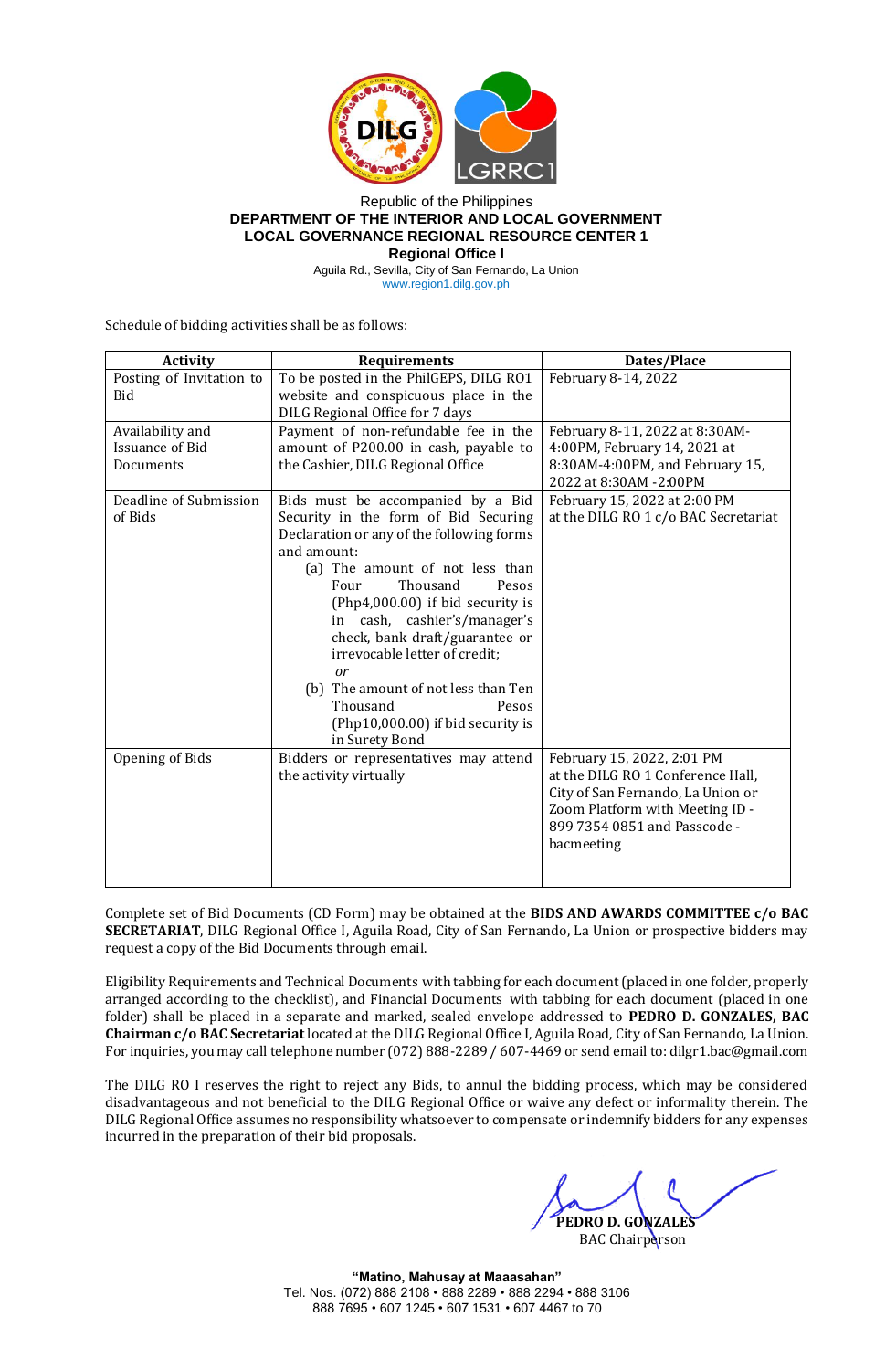Republic of the Philippines
**DEPARTMENT OF THE INTERIOR AND LOCAL GOVERNMENT**
**LOCAL GOVERNANCE REGIONAL RESOURCE CENTER 1**
**Regional Office I**
Aguila Rd., Sevilla, City of San Fernando, La Union
www.region1.dilg.gov.ph

Schedule of bidding activities shall be as follows:

| Activity | Requirements | Dates/Place |
|---|---|---|
| Posting of Invitation to Bid | To be posted in the PhilGEPS, DILG RO1 website and conspicuous place in the DILG Regional Office for 7 days | February 8-14, 2022 |
| Availability and Issuance of Bid Documents | Payment of non-refundable fee in the amount of P200.00 in cash, payable to the Cashier, DILG Regional Office | February 8-11, 2022 at 8:30AM-4:00PM, February 14, 2021 at 8:30AM-4:00PM, and February 15, 2022 at 8:30AM -2:00PM |
| Deadline of Submission of Bids | Bids must be accompanied by a Bid Security in the form of Bid Securing Declaration or any of the following forms and amount:<br>(a) The amount of not less than Four Thousand Pesos (Php4,000.00) if bid security is in cash, cashier's/manager's check, bank draft/guarantee or irrevocable letter of credit;<br>*or*<br>(b) The amount of not less than Ten Thousand Pesos (Php10,000.00) if bid security is in Surety Bond | February 15, 2022 at 2:00 PM at the DILG RO 1 c/o BAC Secretariat |
| Opening of Bids | Bidders or representatives may attend the activity virtually | February 15, 2022, 2:01 PM at the DILG RO 1 Conference Hall, City of San Fernando, La Union or Zoom Platform with Meeting ID - 899 7354 0851 and Passcode - bacmeeting |

Complete set of Bid Documents (CD Form) may be obtained at the **BIDS AND AWARDS COMMITTEE c/o BAC SECRETARIAT**, DILG Regional Office I, Aguila Road, City of San Fernando, La Union or prospective bidders may request a copy of the Bid Documents through email.

Eligibility Requirements and Technical Documents with tabbing for each document (placed in one folder, properly arranged according to the checklist), and Financial Documents with tabbing for each document (placed in one folder) shall be placed in a separate and marked, sealed envelope addressed to **PEDRO D. GONZALES, BAC Chairman c/o BAC Secretariat** located at the DILG Regional Office I, Aguila Road, City of San Fernando, La Union. For inquiries, you may call telephone number (072) 888-2289 / 607-4469 or send email to: dilgr1.bac@gmail.com

The DILG RO I reserves the right to reject any Bids, to annul the bidding process, which may be considered disadvantageous and not beneficial to the DILG Regional Office or waive any defect or informality therein. The DILG Regional Office assumes no responsibility whatsoever to compensate or indemnify bidders for any expenses incurred in the preparation of their bid proposals.

**PEDRO D. GONZALES**
BAC Chairperson

**"Matino, Mahusay at Maaasahan"**
Tel. Nos. (072) 888 2108 • 888 2289 • 888 2294 • 888 3106
888 7695 • 607 1245 • 607 1531 • 607 4467 to 70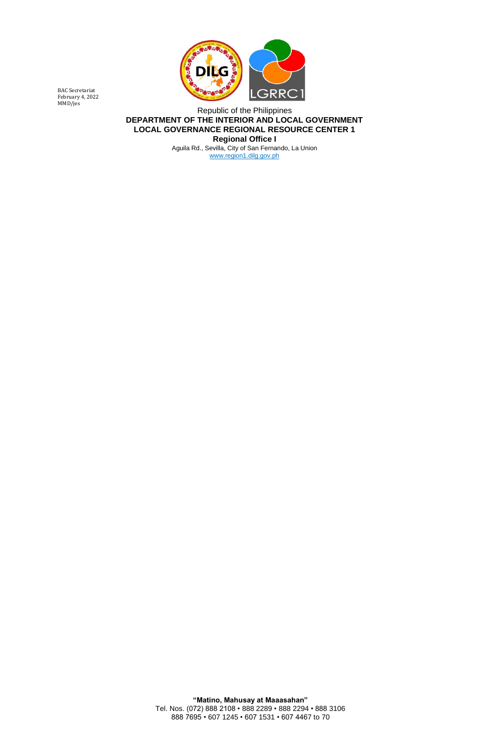BAC Secretariat
February 4, 2022
MMD/jes